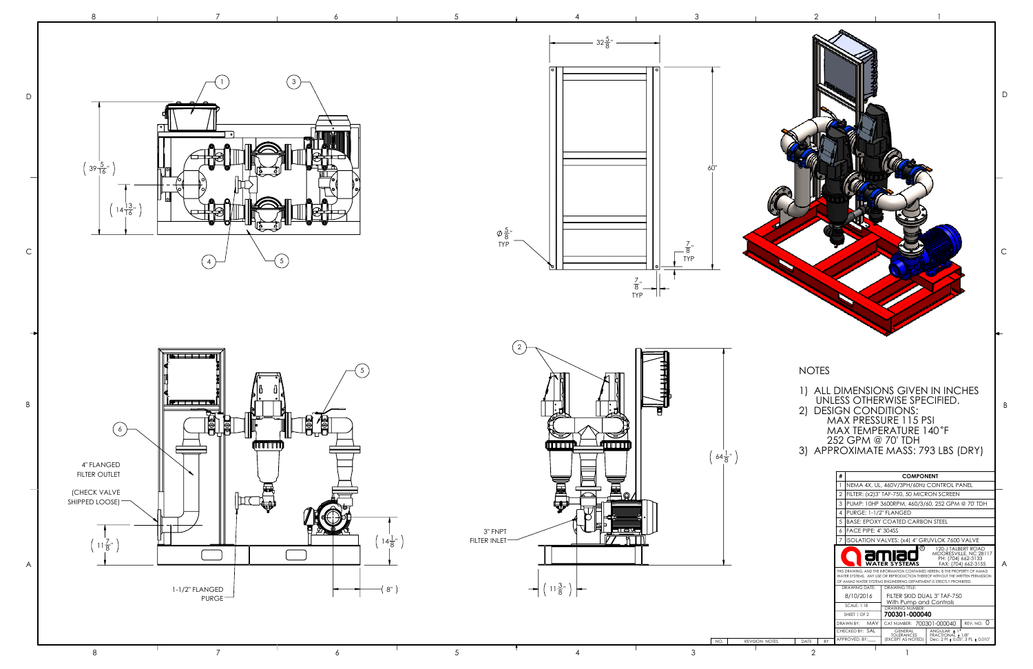# NOTES

1) ALL DIMENSIONS GIVEN IN INCHES UNLESS OTHERWISE SPECIFIED.
2) DESIGN CONDITIONS:
   MAX PRESSURE 115 PSI
   MAX TEMPERATURE 140°F
   252 GPM @ 70' TDH
3) APPROXIMATE MASS: 793 LBS (DRY)

| # | COMPONENT |
|---|---|
| 1 | NEMA 4X, UL, 460V/3PH/60Hz CONTROL PANEL |
| 2 | FILTER: (x2)3" TAF-750, 50 MICRON SCREEN |
| 3 | PUMP: 10HP 3600RPM, 460/3/60, 252 GPM @ 70' TDH |
| 4 | PURGE: 1-1/2" FLANGED |
| 5 | BASE: EPOXY COATED CARBON STEEL |
| 6 | FACE PIPE: 4" 304SS |
| 7 | ISOLATION VALVES: (x4) 4" GRUVLOK 7600 VALVE |

Drawing labels: 4" FLANGED FILTER OUTLET; (CHECK VALVE SHIPPED LOOSE); 1-1/2" FLANGED PURGE; 3" FNPT FILTER INLET

Dimensions: $32\frac{5}{8}$"; 60"; $\varnothing\frac{5}{8}$" TYP; $\frac{7}{8}$" TYP; $\frac{7}{8}$" TYP; $(39\frac{5}{16}")$; $(14\frac{13}{16}")$; $(11\frac{7}{8}")$; $(14\frac{1}{8}")$; (8"); $(64\frac{1}{8}")$; $(11\frac{3}{8}")$

**amiad WATER SYSTEMS**
120-J TALBERT ROAD
MOORESVILLE, NC 28117
PH: (704) 662-3133
FAX: (704) 662-3155

THIS DRAWING, AND THE INFORMATION CONTAINED HEREIN, IS THE PROPERTY OF AMIAD WATER SYSTEMS. ANY USE OR REPRODUCTION THEREOF WITHOUT THE WRITTEN PERMISSION OF AMIAD WATER SYSTEMS ENGINEERING DEPARTMENT IS STRICTLY PROHIBITED.

| | |
|---|---|
| DRAWING DATE: 8/10/2016 | DRAWING TITLE: FILTER SKID DUAL 3" TAF-750 With Pump and Controls |
| SCALE: 1:18 | DRAWING NUMBER: |
| SHEET 1 OF 2 | 700301-000040 |
| DRAWN BY: MAV | CAT NUMBER: 700301-000040 REV. NO. 0 |
| CHECKED BY: SAL | GENERAL TOLERANCES (EXCEPT AS NOTED) — ANGULAR: ± 1°; FRACTIONAL: ± 1/8"; Dec: 2 PL ± 0.05", 3 PL ± 0.010" |
| APPROVED BY: ____ | |

| NO. | REVISION NOTES | DATE | BY |
|---|---|---|---|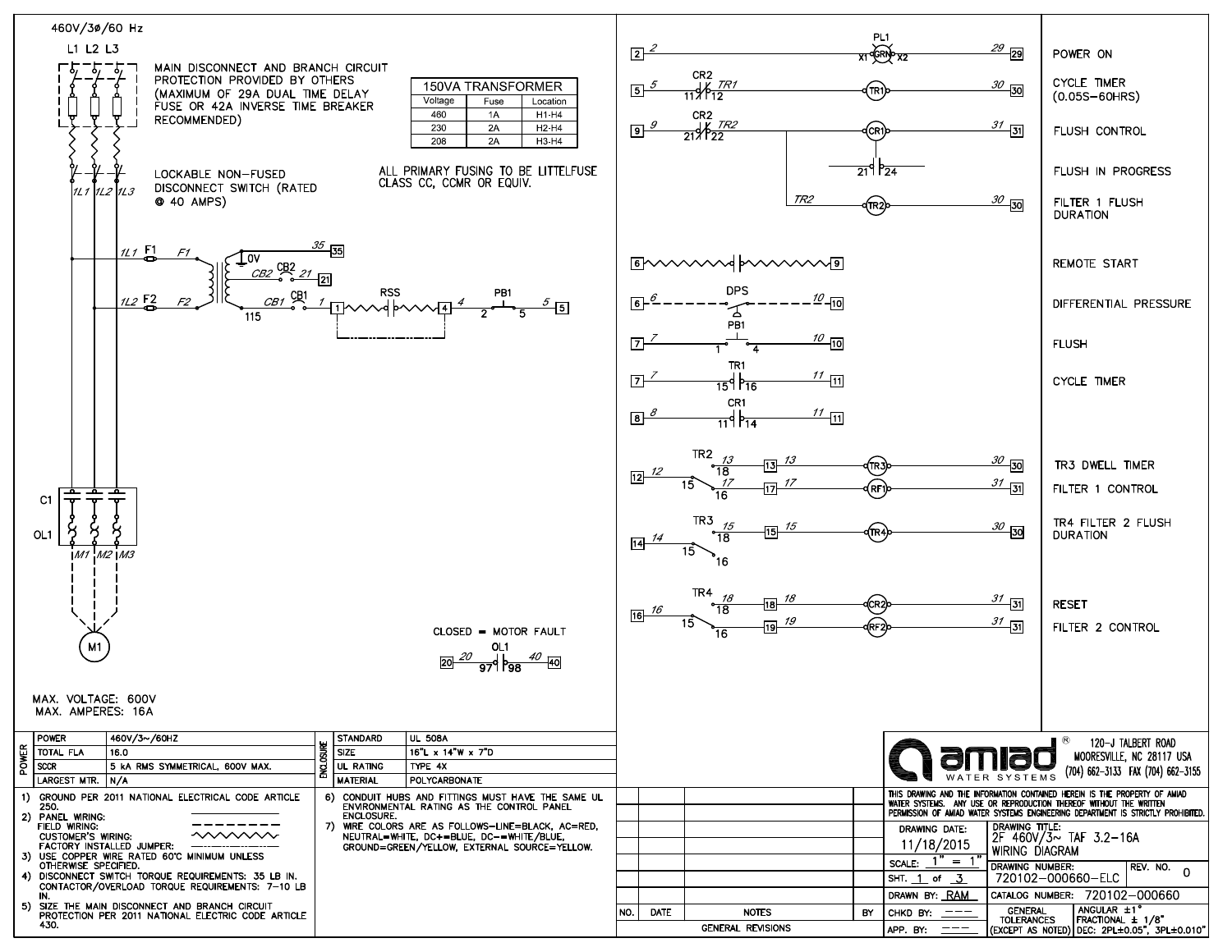460V/3Ø/60 Hz

L1 L2 L3

MAIN DISCONNECT AND BRANCH CIRCUIT PROTECTION PROVIDED BY OTHERS (MAXIMUM OF 29A DUAL TIME DELAY FUSE OR 42A INVERSE TIME BREAKER RECOMMENDED)

| 150VA TRANSFORMER | | |
|---|---|---|
| Voltage | Fuse | Location |
| 460 | 1A | H1-H4 |
| 230 | 2A | H2-H4 |
| 208 | 2A | H3-H4 |

LOCKABLE NON-FUSED DISCONNECT SWITCH (RATED @ 40 AMPS)

ALL PRIMARY FUSING TO BE LITTELFUSE CLASS CC, CCMR OR EQUIV.

1L1 1L2 1L3

1L1 F1 F1 — 0V — 35 [35]

CB2 CB2 21 [21]

1L2 F2 F2 — 115 — CB1 CB1 1 [1] RSS [4] 4 PB1 2 5 5 [5]

C1

OL1

M1 M2 M3

M1

CLOSED = MOTOR FAULT

[20] 20 OL1 97 98 40 [40]

MAX. VOLTAGE: 600V
MAX. AMPERES: 16A

| | | |
|---|---|---|
| POWER | POWER | 460V/3~/60HZ |
| | TOTAL FLA | 16.0 |
| | SCCR | 5 kA RMS SYMMETRICAL, 600V MAX. |
| | LARGEST MTR. | N/A |

| | | |
|---|---|---|
| ENCLOSURE | STANDARD | UL 508A |
| | SIZE | 16"L x 14"W x 7"D |
| | UL RATING | TYPE 4X |
| | MATERIAL | POLYCARBONATE |

1) GROUND PER 2011 NATIONAL ELECTRICAL CODE ARTICLE 250.
2) PANEL WIRING:
   FIELD WIRING:
   CUSTOMER'S WIRING:
   FACTORY INSTALLED JUMPER:
3) USE COPPER WIRE RATED 60°C MINIMUM UNLESS OTHERWISE SPECIFIED.
4) DISCONNECT SWITCH TORQUE REQUIREMENTS: 35 LB IN. CONTACTOR/OVERLOAD TORQUE REQUIREMENTS: 7-10 LB IN.
5) SIZE THE MAIN DISCONNECT AND BRANCH CIRCUIT PROTECTION PER 2011 NATIONAL ELECTRIC CODE ARTICLE 430.
6) CONDUIT HUBS AND FITTINGS MUST HAVE THE SAME UL ENVIRONMENTAL RATING AS THE CONTROL PANEL ENCLOSURE.
7) WIRE COLORS ARE AS FOLLOWS-LINE=BLACK, AC=RED, NEUTRAL=WHITE, DC+=BLUE, DC-=WHITE/BLUE, GROUND=GREEN/YELLOW, EXTERNAL SOURCE=YELLOW.

| Circuit | Description |
|---|---|
| [2] 2 — PL1 X1 (GRN) X2 — 29 [29] | POWER ON |
| [5] 5 — CR2 11 12 — TR1 — (TR1) — 30 [30] | CYCLE TIMER (0.05S–60HRS) |
| [9] 9 — CR2 21 22 — TR2 — (CR1) — 31 [31] | FLUSH CONTROL |
| CR1 21 24 | FLUSH IN PROGRESS |
| TR2 — (TR2) — 30 [30] | FILTER 1 FLUSH DURATION |
| [6] — [9] | REMOTE START |
| [6] 6 — DPS — 10 [10] | DIFFERENTIAL PRESSURE |
| [7] 7 — PB1 1 4 — 10 [10] | FLUSH |
| [7] 7 — TR1 15 16 — 11 [11] | CYCLE TIMER |
| [8] 8 — CR1 11 14 — 11 [11] | |
| [12] 12 — TR2 15 18 — 13 [13] 13 — (TR3) — 30 [30] | TR3 DWELL TIMER |
| TR2 15 16 — 17 [17] 17 — (RF1) — 31 [31] | FILTER 1 CONTROL |
| [14] 14 — TR3 15 18 — 15 [15] 15 — (TR4) — 30 [30]; 16 | TR4 FILTER 2 FLUSH DURATION |
| [16] 16 — TR4 15 18 — 18 [18] 18 — (CR2) — 31 [31] | RESET |
| TR4 15 16 — [19] 19 — (RF2) — 31 [31] | FILTER 2 CONTROL |

| NO. | DATE | NOTES | BY |
|---|---|---|---|
| | | GENERAL REVISIONS | |

amiad® WATER SYSTEMS
120-J TALBERT ROAD
MOORESVILLE, NC 28117 USA
(704) 662-3133 FAX (704) 662-3155

THIS DRAWING AND THE INFORMATION CONTAINED HEREIN IS THE PROPERTY OF AMIAD WATER SYSTEMS. ANY USE OR REPRODUCTION THEREOF WITHOUT THE WRITTEN PERMISSION OF AMIAD WATER SYSTEMS ENGINEERING DEPARTMENT IS STRICTLY PROHIBITED.

| | | |
|---|---|---|
| DRAWING DATE: 11/18/2015 | DRAWING TITLE: 2F 460V/3~ TAF 3.2-16A WIRING DIAGRAM | |
| SCALE: 1" = 1" | DRAWING NUMBER: 720102-000660-ELC | REV. NO. 0 |
| SHT. 1 of 3 | | |
| DRAWN BY: RAM | CATALOG NUMBER: 720102-000660 | |
| CHKD BY: --- | GENERAL TOLERANCES (EXCEPT AS NOTED) | ANGULAR ±1°, FRACTIONAL ± 1/8", DEC: 2PL±0.05", 3PL±0.010" |
| APP. BY: --- | | |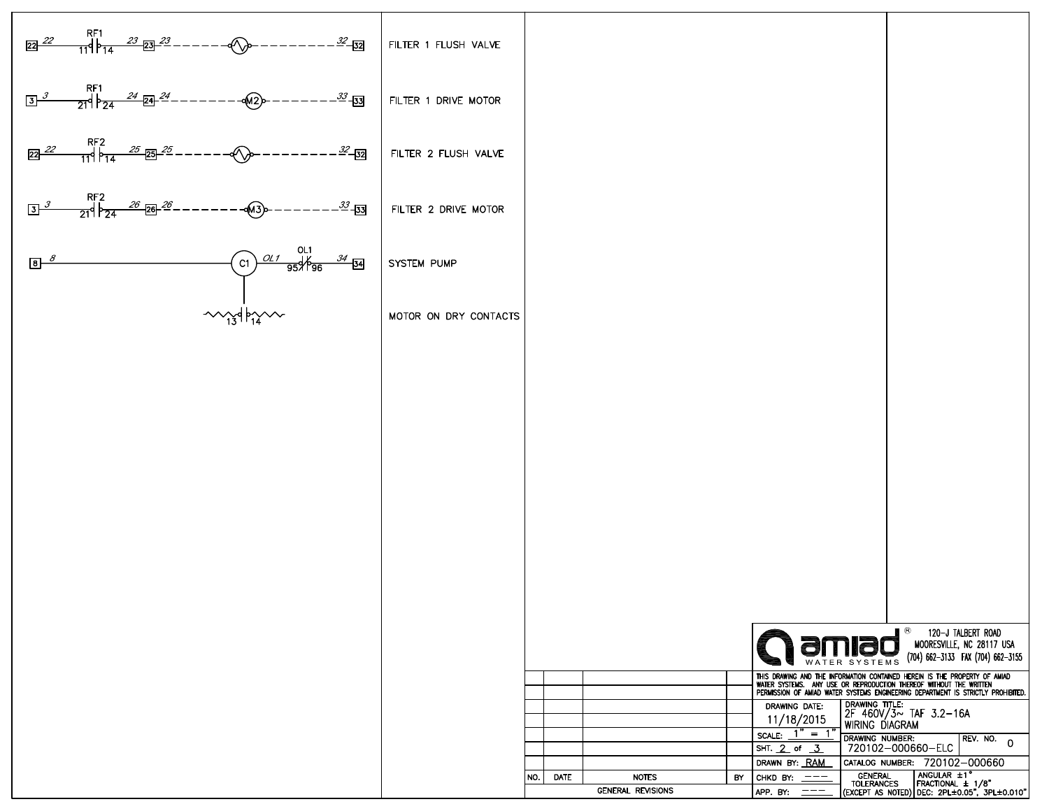| Circuit | Description |
|---|---|
| 22 — 22 — RF1 (11–14) — 23 — 23 — 23 - - - (~) - - - 32 — 32 | FILTER 1 FLUSH VALVE |
| 3 — 3 — RF1 (21–24) — 24 — 24 — 24 - - - M2 - - - 33 — 33 | FILTER 1 DRIVE MOTOR |
| 22 — 22 — RF2 (11–14) — 25 — 25 — 25 - - - (~) - - - 32 — 32 | FILTER 2 FLUSH VALVE |
| 3 — 3 — RF2 (21–24) — 26 — 26 — 26 - - - M3 - - - 33 — 33 | FILTER 2 DRIVE MOTOR |
| 8 — 8 — C1 — OL1 — OL1 (95–96) — 34 — 34 | SYSTEM PUMP |
| C1 (13–14) | MOTOR ON DRY CONTACTS |

| NO. | DATE | NOTES | BY |
|---|---|---|---|
| | | | |
| | | | |
| | | | |
| | | | |
| | | | |
| | | | |
| | | GENERAL REVISIONS | |

amiad® WATER SYSTEMS
120-J TALBERT ROAD
MOORESVILLE, NC 28117 USA
(704) 662-3133 FAX (704) 662-3155

THIS DRAWING AND THE INFORMATION CONTAINED HEREIN IS THE PROPERTY OF AMIAD WATER SYSTEMS. ANY USE OR REPRODUCTION THEREOF WITHOUT THE WRITTEN PERMISSION OF AMIAD WATER SYSTEMS ENGINEERING DEPARTMENT IS STRICTLY PROHIBITED.

| | |
|---|---|
| DRAWING DATE: 11/18/2015 | DRAWING TITLE: 2F 460V/3~ TAF 3.2-16A WIRING DIAGRAM |
| SCALE: 1" = 1" | DRAWING NUMBER: 720102-000660-ELC — REV. NO. 0 |
| SHT. 2 of 3 | |
| DRAWN BY: RAM | CATALOG NUMBER: 720102-000660 |
| CHKD BY: --- | GENERAL TOLERANCES (EXCEPT AS NOTED): ANGULAR ±1°, FRACTIONAL ± 1/8", DEC: 2PL±0.05", 3PL±0.010" |
| APP. BY: --- | |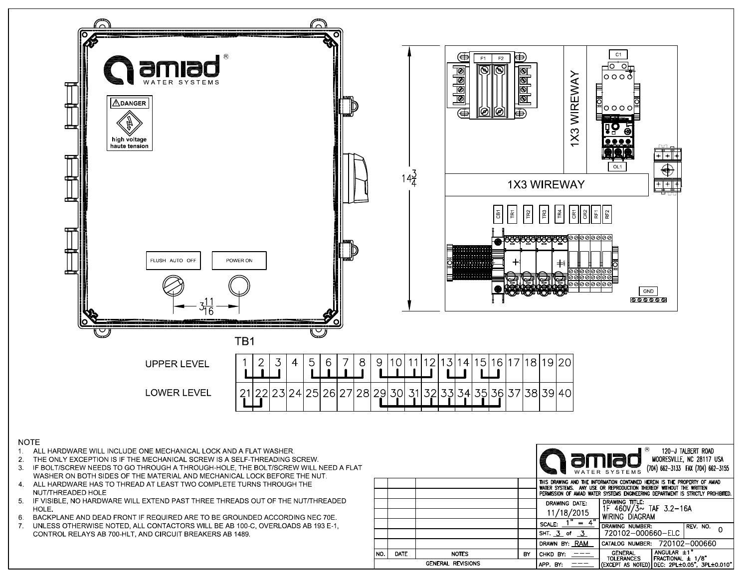amiad WATER SYSTEMS

DANGER

high voltage
haute tension

FLUSH AUTO OFF

POWER ON

$3\frac{11}{16}$

$14\frac{3}{4}$

F1 F2

1X3 WIREWAY

C1

OL1

1X3 WIREWAY

CB1 TR1 TR2 TR3 TR4 CR1 CR2 RF1 RF2

GND

TB1

| | | | | | | | | | | | | | | | | | | | | |
|---|---|---|---|---|---|---|---|---|---|---|---|---|---|---|---|---|---|---|---|---|
| UPPER LEVEL | 1 | 2 | 3 | 4 | 5 | 6 | 7 | 8 | 9 | 10 | 11 | 12 | 13 | 14 | 15 | 16 | 17 | 18 | 19 | 20 |
| LOWER LEVEL | 21 | 22 | 23 | 24 | 25 | 26 | 27 | 28 | 29 | 30 | 31 | 32 | 33 | 34 | 35 | 36 | 37 | 38 | 39 | 40 |

NOTE

1. ALL HARDWARE WILL INCLUDE ONE MECHANICAL LOCK AND A FLAT WASHER.
2. THE ONLY EXCEPTION IS IF THE MECHANICAL SCREW IS A SELF-THREADING SCREW.
3. IF BOLT/SCREW NEEDS TO GO THROUGH A THROUGH-HOLE, THE BOLT/SCREW WILL NEED A FLAT WASHER ON BOTH SIDES OF THE MATERIAL AND MECHANICAL LOCK BEFORE THE NUT.
4. ALL HARDWARE HAS TO THREAD AT LEAST TWO COMPLETE TURNS THROUGH THE NUT/THREADED HOLE
5. IF VISIBLE, NO HARDWARE WILL EXTEND PAST THREE THREADS OUT OF THE NUT/THREADED HOLE.
6. BACKPLANE AND DEAD FRONT IF REQUIRED ARE TO BE GROUNDED ACCORDING NEC 70E.
7. UNLESS OTHERWISE NOTED, ALL CONTACTORS WILL BE AB 100-C, OVERLOADS AB 193 E-1, CONTROL RELAYS AB 700-HLT, AND CIRCUIT BREAKERS AB 1489.

| NO. | DATE | NOTES | BY |
|---|---|---|---|
| | | | |
| | | | |
| | | | |
| | | | |
| | | | |
| | | GENERAL REVISIONS | |

amiad® WATER SYSTEMS
120-J TALBERT ROAD
MOORESVILLE, NC 28117 USA
(704) 662-3133 FAX (704) 662-3155

THIS DRAWING AND THE INFORMATION CONTAINED HEREIN IS THE PROPERTY OF AMIAD WATER SYSTEMS. ANY USE OR REPRODUCTION THEREOF WITHOUT THE WRITTEN PERMISSION OF AMIAD WATER SYSTEMS ENGINEERING DEPARTMENT IS STRICTLY PROHIBITED.

| | |
|---|---|
| DRAWING DATE: 11/18/2015 | DRAWING TITLE: 1F 460V/3~ TAF 3.2-16A WIRING DIAGRAM |
| SCALE: 1" = 4" | DRAWING NUMBER: 720102-000660-ELC — REV. NO. 0 |
| SHT. 3 of 3 | |
| DRAWN BY: RAM | CATALOG NUMBER: 720102-000660 |
| CHKD BY: --- | GENERAL TOLERANCES (EXCEPT AS NOTED) — ANGULAR ±1°, FRACTIONAL ± 1/8", DEC: 2PL±0.05", 3PL±0.010" |
| APP. BY: --- | |